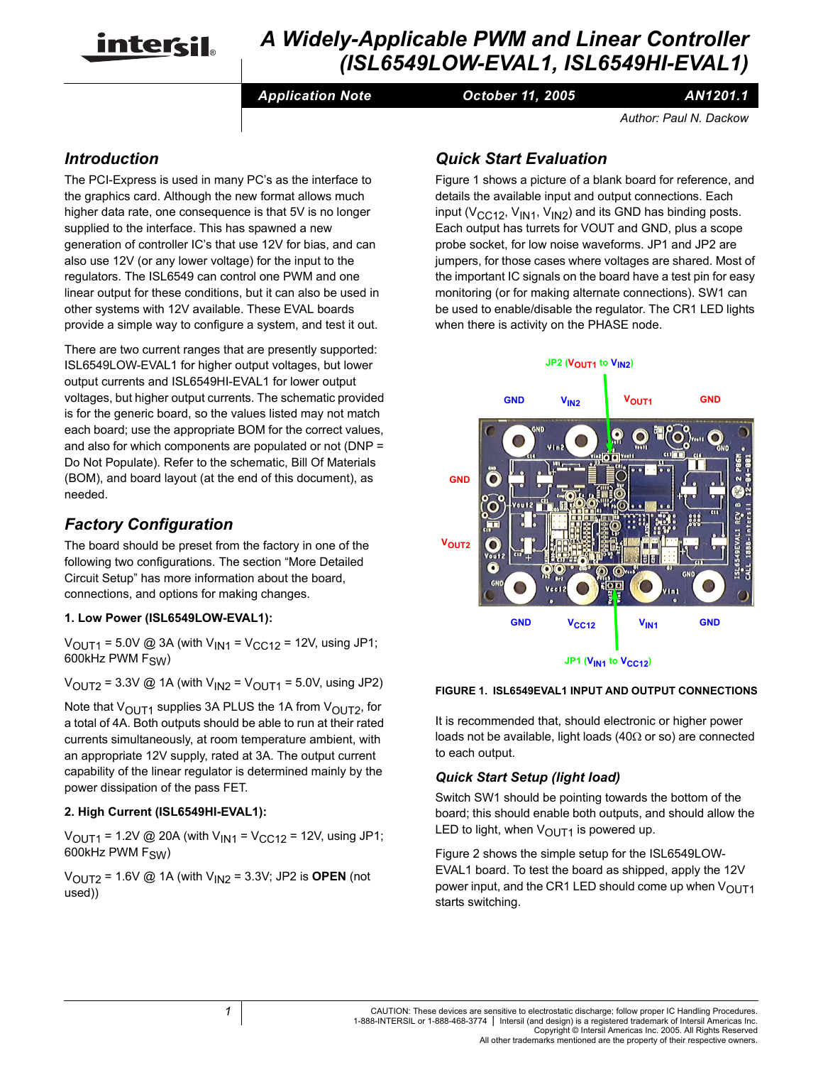# A Widely-Applicable PWM and Linear Controller (ISL6549LOW-EVAL1, ISL6549HI-EVAL1)

**Application Note** | **October 11, 2005** | **AN1201.1**

Author: Paul N. Dackow

## Introduction

The PCI-Express is used in many PC's as the interface to the graphics card. Although the new format allows much higher data rate, one consequence is that 5V is no longer supplied to the interface. This has spawned a new generation of controller IC's that use 12V for bias, and can also use 12V (or any lower voltage) for the input to the regulators. The ISL6549 can control one PWM and one linear output for these conditions, but it can also be used in other systems with 12V available. These EVAL boards provide a simple way to configure a system, and test it out.

There are two current ranges that are presently supported: ISL6549LOW-EVAL1 for higher output voltages, but lower output currents and ISL6549HI-EVAL1 for lower output voltages, but higher output currents. The schematic provided is for the generic board, so the values listed may not match each board; use the appropriate BOM for the correct values, and also for which components are populated or not (DNP = Do Not Populate). Refer to the schematic, Bill Of Materials (BOM), and board layout (at the end of this document), as needed.

## Factory Configuration

The board should be preset from the factory in one of the following two configurations. The section "More Detailed Circuit Setup" has more information about the board, connections, and options for making changes.

**1. Low Power (ISL6549LOW-EVAL1):**

$V_{OUT1}$ = 5.0V @ 3A (with $V_{IN1}$ = $V_{CC12}$ = 12V, using JP1; 600kHz PWM $F_{SW}$)

$V_{OUT2}$ = 3.3V @ 1A (with $V_{IN2}$ = $V_{OUT1}$ = 5.0V, using JP2)

Note that $V_{OUT1}$ supplies 3A PLUS the 1A from $V_{OUT2}$, for a total of 4A. Both outputs should be able to run at their rated currents simultaneously, at room temperature ambient, with an appropriate 12V supply, rated at 3A. The output current capability of the linear regulator is determined mainly by the power dissipation of the pass FET.

**2. High Current (ISL6549HI-EVAL1):**

$V_{OUT1}$ = 1.2V @ 20A (with $V_{IN1}$ = $V_{CC12}$ = 12V, using JP1; 600kHz PWM $F_{SW}$)

$V_{OUT2}$ = 1.6V @ 1A (with $V_{IN2}$ = 3.3V; JP2 is **OPEN** (not used))

## Quick Start Evaluation

Figure 1 shows a picture of a blank board for reference, and details the available input and output connections. Each input ($V_{CC12}$, $V_{IN1}$, $V_{IN2}$) and its GND has binding posts. Each output has turrets for VOUT and GND, plus a scope probe socket, for low noise waveforms. JP1 and JP2 are jumpers, for those cases where voltages are shared. Most of the important IC signals on the board have a test pin for easy monitoring (or for making alternate connections). SW1 can be used to enable/disable the regulator. The CR1 LED lights when there is activity on the PHASE node.

FIGURE 1. ISL6549EVAL1 INPUT AND OUTPUT CONNECTIONS

It is recommended that, should electronic or higher power loads not be available, light loads (40Ω or so) are connected to each output.

### Quick Start Setup (light load)

Switch SW1 should be pointing towards the bottom of the board; this should enable both outputs, and should allow the LED to light, when $V_{OUT1}$ is powered up.

Figure 2 shows the simple setup for the ISL6549LOW-EVAL1 board. To test the board as shipped, apply the 12V power input, and the CR1 LED should come up when $V_{OUT1}$ starts switching.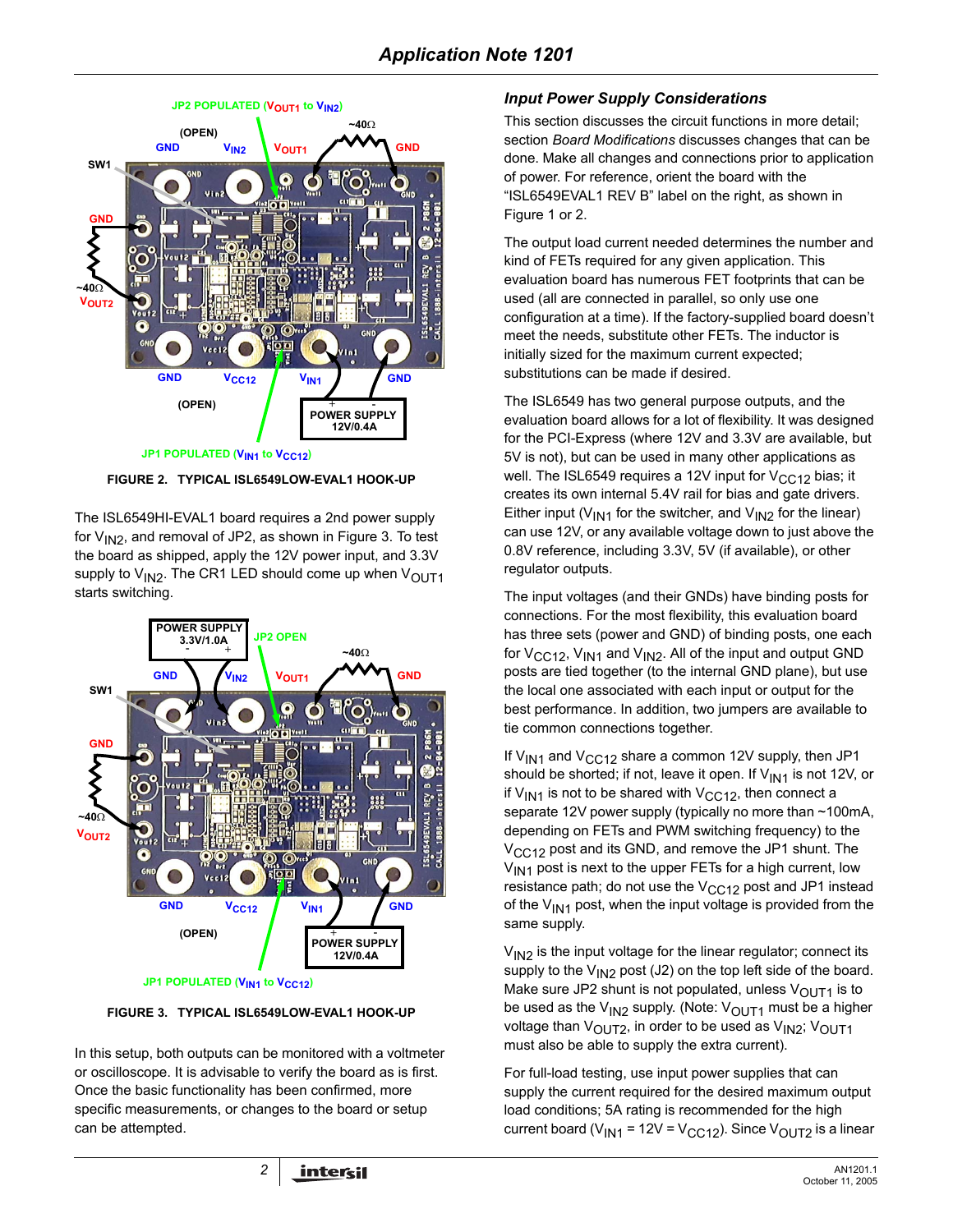FIGURE 2. TYPICAL ISL6549LOW-EVAL1 HOOK-UP

The ISL6549HI-EVAL1 board requires a 2nd power supply for $V_{IN2}$, and removal of JP2, as shown in Figure 3. To test the board as shipped, apply the 12V power input, and 3.3V supply to $V_{IN2}$. The CR1 LED should come up when $V_{OUT1}$ starts switching.

FIGURE 3. TYPICAL ISL6549LOW-EVAL1 HOOK-UP

In this setup, both outputs can be monitored with a voltmeter or oscilloscope. It is advisable to verify the board as is first. Once the basic functionality has been confirmed, more specific measurements, or changes to the board or setup can be attempted.

## *Input Power Supply Considerations*

This section discusses the circuit functions in more detail; section *Board Modifications* discusses changes that can be done. Make all changes and connections prior to application of power. For reference, orient the board with the "ISL6549EVAL1 REV B" label on the right, as shown in Figure 1 or 2.

The output load current needed determines the number and kind of FETs required for any given application. This evaluation board has numerous FET footprints that can be used (all are connected in parallel, so only use one configuration at a time). If the factory-supplied board doesn't meet the needs, substitute other FETs. The inductor is initially sized for the maximum current expected; substitutions can be made if desired.

The ISL6549 has two general purpose outputs, and the evaluation board allows for a lot of flexibility. It was designed for the PCI-Express (where 12V and 3.3V are available, but 5V is not), but can be used in many other applications as well. The ISL6549 requires a 12V input for $V_{CC12}$ bias; it creates its own internal 5.4V rail for bias and gate drivers. Either input ($V_{IN1}$ for the switcher, and $V_{IN2}$ for the linear) can use 12V, or any available voltage down to just above the 0.8V reference, including 3.3V, 5V (if available), or other regulator outputs.

The input voltages (and their GNDs) have binding posts for connections. For the most flexibility, this evaluation board has three sets (power and GND) of binding posts, one each for $V_{CC12}$, $V_{IN1}$ and $V_{IN2}$. All of the input and output GND posts are tied together (to the internal GND plane), but use the local one associated with each input or output for the best performance. In addition, two jumpers are available to tie common connections together.

If $V_{IN1}$ and $V_{CC12}$ share a common 12V supply, then JP1 should be shorted; if not, leave it open. If $V_{IN1}$ is not 12V, or if $V_{IN1}$ is not to be shared with $V_{CC12}$, then connect a separate 12V power supply (typically no more than ~100mA, depending on FETs and PWM switching frequency) to the $V_{CC12}$ post and its GND, and remove the JP1 shunt. The $V_{IN1}$ post is next to the upper FETs for a high current, low resistance path; do not use the $V_{CC12}$ post and JP1 instead of the $V_{IN1}$ post, when the input voltage is provided from the same supply.

$V_{IN2}$ is the input voltage for the linear regulator; connect its supply to the $V_{IN2}$ post (J2) on the top left side of the board. Make sure JP2 shunt is not populated, unless $V_{OUT1}$ is to be used as the $V_{IN2}$ supply. (Note: $V_{OUT1}$ must be a higher voltage than $V_{OUT2}$, in order to be used as $V_{IN2}$; $V_{OUT1}$ must also be able to supply the extra current).

For full-load testing, use input power supplies that can supply the current required for the desired maximum output load conditions; 5A rating is recommended for the high current board ($V_{IN1}$ = 12V = $V_{CC12}$). Since $V_{OUT2}$ is a linear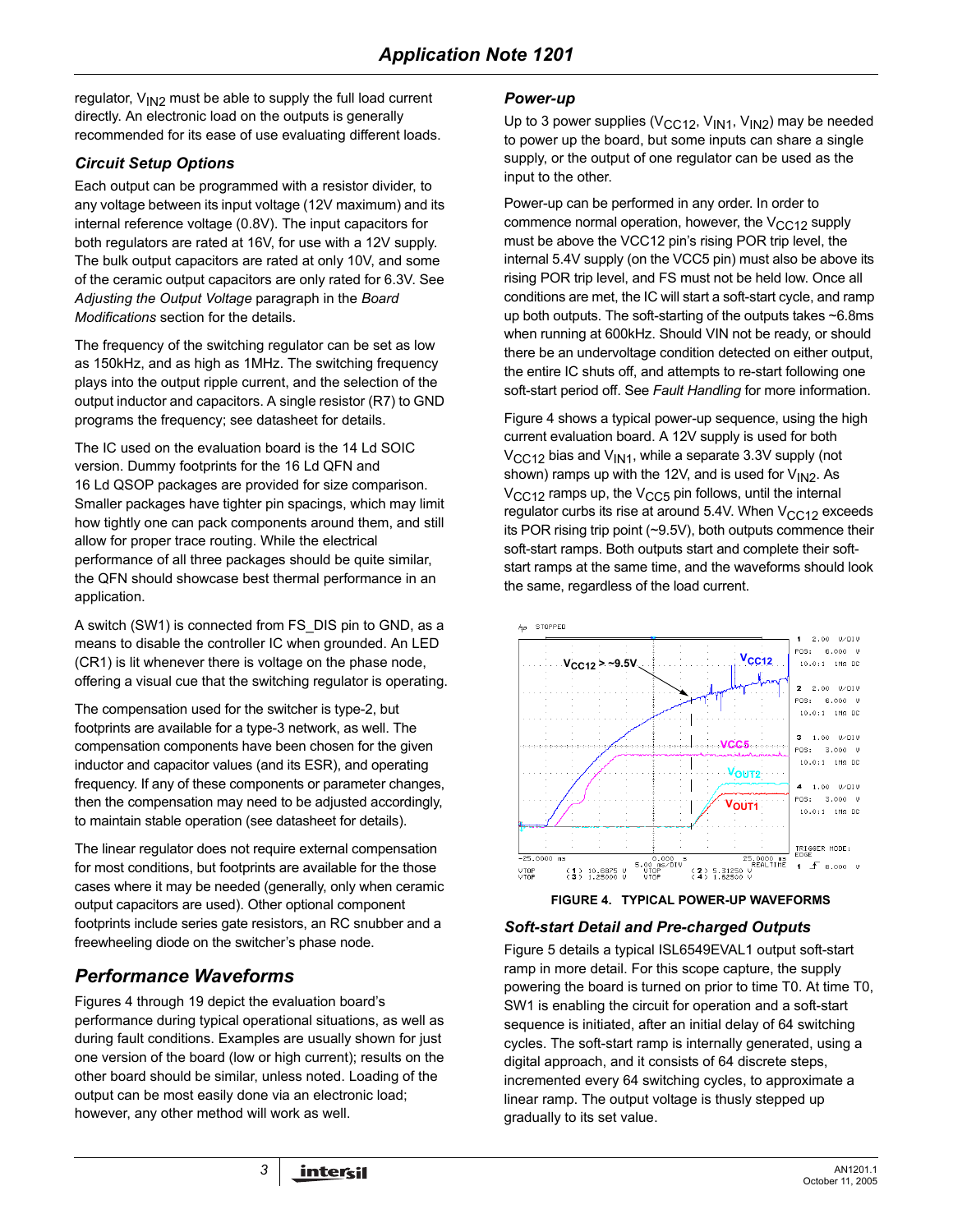regulator, $V_{IN2}$ must be able to supply the full load current directly. An electronic load on the outputs is generally recommended for its ease of use evaluating different loads.

### Circuit Setup Options

Each output can be programmed with a resistor divider, to any voltage between its input voltage (12V maximum) and its internal reference voltage (0.8V). The input capacitors for both regulators are rated at 16V, for use with a 12V supply. The bulk output capacitors are rated at only 10V, and some of the ceramic output capacitors are only rated for 6.3V. See *Adjusting the Output Voltage* paragraph in the *Board Modifications* section for the details.

The frequency of the switching regulator can be set as low as 150kHz, and as high as 1MHz. The switching frequency plays into the output ripple current, and the selection of the output inductor and capacitors. A single resistor (R7) to GND programs the frequency; see datasheet for details.

The IC used on the evaluation board is the 14 Ld SOIC version. Dummy footprints for the 16 Ld QFN and 16 Ld QSOP packages are provided for size comparison. Smaller packages have tighter pin spacings, which may limit how tightly one can pack components around them, and still allow for proper trace routing. While the electrical performance of all three packages should be quite similar, the QFN should showcase best thermal performance in an application.

A switch (SW1) is connected from FS_DIS pin to GND, as a means to disable the controller IC when grounded. An LED (CR1) is lit whenever there is voltage on the phase node, offering a visual cue that the switching regulator is operating.

The compensation used for the switcher is type-2, but footprints are available for a type-3 network, as well. The compensation components have been chosen for the given inductor and capacitor values (and its ESR), and operating frequency. If any of these components or parameter changes, then the compensation may need to be adjusted accordingly, to maintain stable operation (see datasheet for details).

The linear regulator does not require external compensation for most conditions, but footprints are available for the those cases where it may be needed (generally, only when ceramic output capacitors are used). Other optional component footprints include series gate resistors, an RC snubber and a freewheeling diode on the switcher's phase node.

## Performance Waveforms

Figures 4 through 19 depict the evaluation board's performance during typical operational situations, as well as during fault conditions. Examples are usually shown for just one version of the board (low or high current); results on the other board should be similar, unless noted. Loading of the output can be most easily done via an electronic load; however, any other method will work as well.

### Power-up

Up to 3 power supplies ($V_{CC12}$, $V_{IN1}$, $V_{IN2}$) may be needed to power up the board, but some inputs can share a single supply, or the output of one regulator can be used as the input to the other.

Power-up can be performed in any order. In order to commence normal operation, however, the $V_{CC12}$ supply must be above the VCC12 pin's rising POR trip level, the internal 5.4V supply (on the VCC5 pin) must also be above its rising POR trip level, and FS must not be held low. Once all conditions are met, the IC will start a soft-start cycle, and ramp up both outputs. The soft-starting of the outputs takes ~6.8ms when running at 600kHz. Should VIN not be ready, or should there be an undervoltage condition detected on either output, the entire IC shuts off, and attempts to re-start following one soft-start period off. See *Fault Handling* for more information.

Figure 4 shows a typical power-up sequence, using the high current evaluation board. A 12V supply is used for both $V_{CC12}$ bias and $V_{IN1}$, while a separate 3.3V supply (not shown) ramps up with the 12V, and is used for $V_{IN2}$. As $V_{CC12}$ ramps up, the $V_{CC5}$ pin follows, until the internal regulator curbs its rise at around 5.4V. When $V_{CC12}$ exceeds its POR rising trip point (~9.5V), both outputs commence their soft-start ramps. Both outputs start and complete their soft-start ramps at the same time, and the waveforms should look the same, regardless of the load current.

FIGURE 4. TYPICAL POWER-UP WAVEFORMS

### Soft-start Detail and Pre-charged Outputs

Figure 5 details a typical ISL6549EVAL1 output soft-start ramp in more detail. For this scope capture, the supply powering the board is turned on prior to time T0. At time T0, SW1 is enabling the circuit for operation and a soft-start sequence is initiated, after an initial delay of 64 switching cycles. The soft-start ramp is internally generated, using a digital approach, and it consists of 64 discrete steps, incremented every 64 switching cycles, to approximate a linear ramp. The output voltage is thusly stepped up gradually to its set value.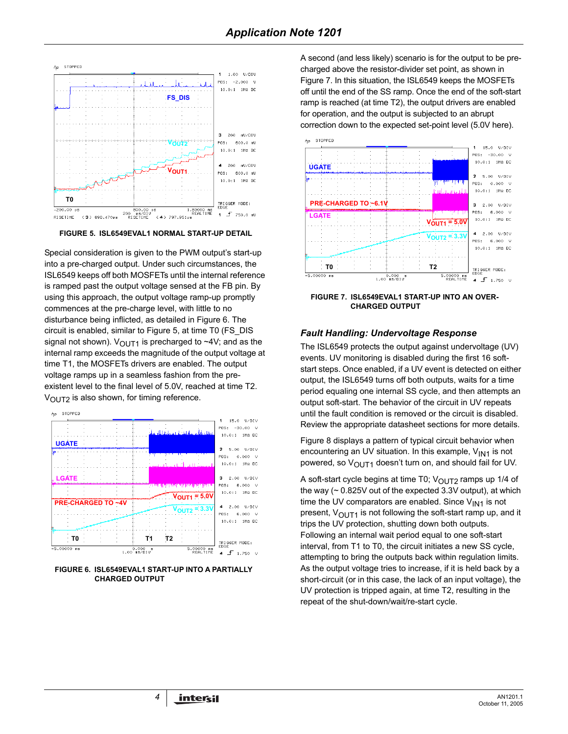FIGURE 5. ISL6549EVAL1 NORMAL START-UP DETAIL

Special consideration is given to the PWM output's start-up into a pre-charged output. Under such circumstances, the ISL6549 keeps off both MOSFETs until the internal reference is ramped past the output voltage sensed at the FB pin. By using this approach, the output voltage ramp-up promptly commences at the pre-charge level, with little to no disturbance being inflicted, as detailed in Figure 6. The circuit is enabled, similar to Figure 5, at time T0 (FS_DIS signal not shown). $V_{OUT1}$ is precharged to ~4V; and as the internal ramp exceeds the magnitude of the output voltage at time T1, the MOSFETs drivers are enabled. The output voltage ramps up in a seamless fashion from the pre-existent level to the final level of 5.0V, reached at time T2. $V_{OUT2}$ is also shown, for timing reference.

FIGURE 6. ISL6549EVAL1 START-UP INTO A PARTIALLY CHARGED OUTPUT

A second (and less likely) scenario is for the output to be pre-charged above the resistor-divider set point, as shown in Figure 7. In this situation, the ISL6549 keeps the MOSFETs off until the end of the SS ramp. Once the end of the soft-start ramp is reached (at time T2), the output drivers are enabled for operation, and the output is subjected to an abrupt correction down to the expected set-point level (5.0V here).

FIGURE 7. ISL6549EVAL1 START-UP INTO AN OVER-CHARGED OUTPUT

### Fault Handling: Undervoltage Response

The ISL6549 protects the output against undervoltage (UV) events. UV monitoring is disabled during the first 16 soft-start steps. Once enabled, if a UV event is detected on either output, the ISL6549 turns off both outputs, waits for a time period equaling one internal SS cycle, and then attempts an output soft-start. The behavior of the circuit in UV repeats until the fault condition is removed or the circuit is disabled. Review the appropriate datasheet sections for more details.

Figure 8 displays a pattern of typical circuit behavior when encountering an UV situation. In this example, $V_{IN1}$ is not powered, so $V_{OUT1}$ doesn't turn on, and should fail for UV.

A soft-start cycle begins at time T0; $V_{OUT2}$ ramps up 1/4 of the way (~ 0.825V out of the expected 3.3V output), at which time the UV comparators are enabled. Since $V_{IN1}$ is not present, $V_{OUT1}$ is not following the soft-start ramp up, and it trips the UV protection, shutting down both outputs. Following an internal wait period equal to one soft-start interval, from T1 to T0, the circuit initiates a new SS cycle, attempting to bring the outputs back within regulation limits. As the output voltage tries to increase, if it is held back by a short-circuit (or in this case, the lack of an input voltage), the UV protection is tripped again, at time T2, resulting in the repeat of the shut-down/wait/re-start cycle.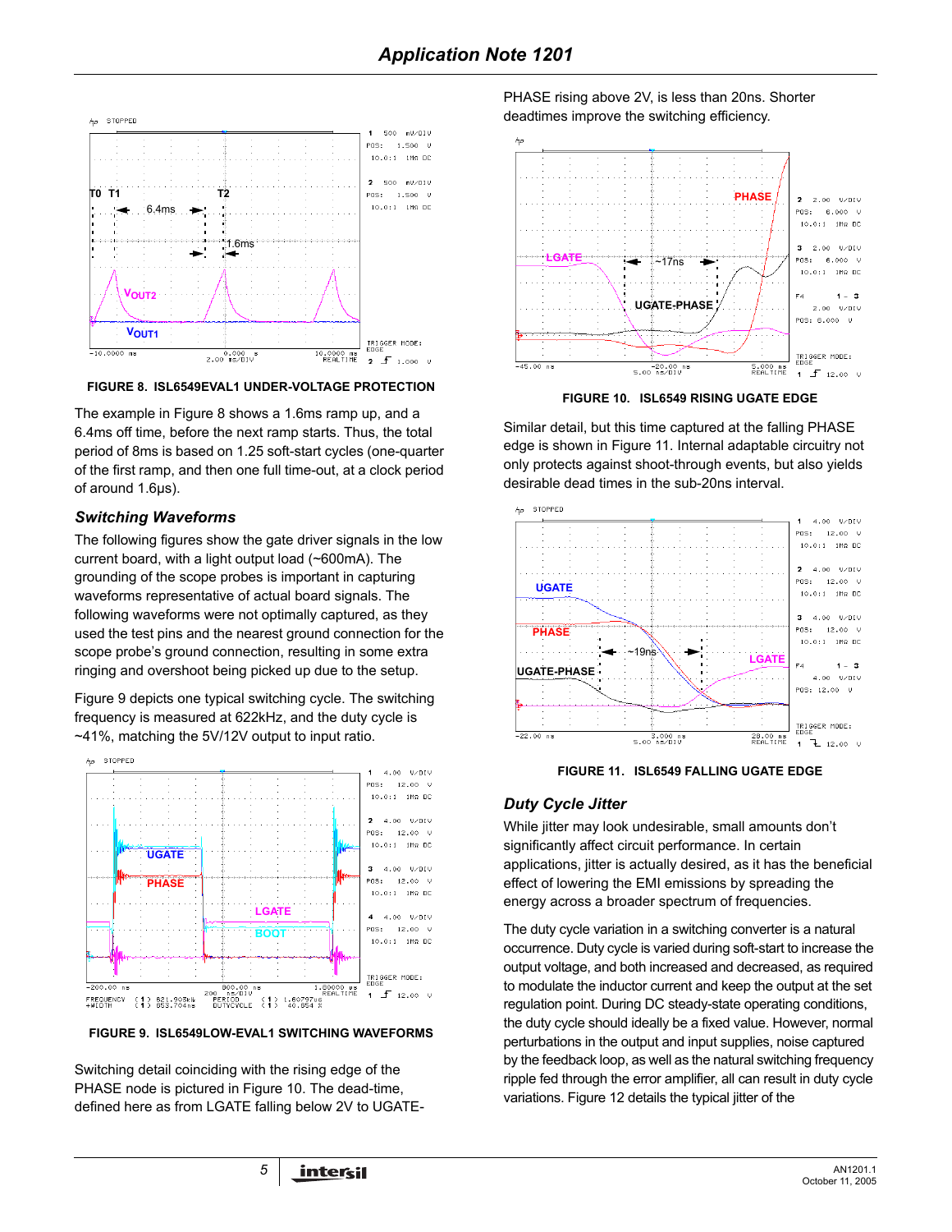FIGURE 8. ISL6549EVAL1 UNDER-VOLTAGE PROTECTION

The example in Figure 8 shows a 1.6ms ramp up, and a 6.4ms off time, before the next ramp starts. Thus, the total period of 8ms is based on 1.25 soft-start cycles (one-quarter of the first ramp, and then one full time-out, at a clock period of around 1.6µs).

### Switching Waveforms

The following figures show the gate driver signals in the low current board, with a light output load (~600mA). The grounding of the scope probes is important in capturing waveforms representative of actual board signals. The following waveforms were not optimally captured, as they used the test pins and the nearest ground connection for the scope probe's ground connection, resulting in some extra ringing and overshoot being picked up due to the setup.

Figure 9 depicts one typical switching cycle. The switching frequency is measured at 622kHz, and the duty cycle is ~41%, matching the 5V/12V output to input ratio.

FIGURE 9. ISL6549LOW-EVAL1 SWITCHING WAVEFORMS

Switching detail coinciding with the rising edge of the PHASE node is pictured in Figure 10. The dead-time, defined here as from LGATE falling below 2V to UGATE-PHASE rising above 2V, is less than 20ns. Shorter deadtimes improve the switching efficiency.

FIGURE 10. ISL6549 RISING UGATE EDGE

Similar detail, but this time captured at the falling PHASE edge is shown in Figure 11. Internal adaptable circuitry not only protects against shoot-through events, but also yields desirable dead times in the sub-20ns interval.

FIGURE 11. ISL6549 FALLING UGATE EDGE

### Duty Cycle Jitter

While jitter may look undesirable, small amounts don't significantly affect circuit performance. In certain applications, jitter is actually desired, as it has the beneficial effect of lowering the EMI emissions by spreading the energy across a broader spectrum of frequencies.

The duty cycle variation in a switching converter is a natural occurrence. Duty cycle is varied during soft-start to increase the output voltage, and both increased and decreased, as required to modulate the inductor current and keep the output at the set regulation point. During DC steady-state operating conditions, the duty cycle should ideally be a fixed value. However, normal perturbations in the output and input supplies, noise captured by the feedback loop, as well as the natural switching frequency ripple fed through the error amplifier, all can result in duty cycle variations. Figure 12 details the typical jitter of the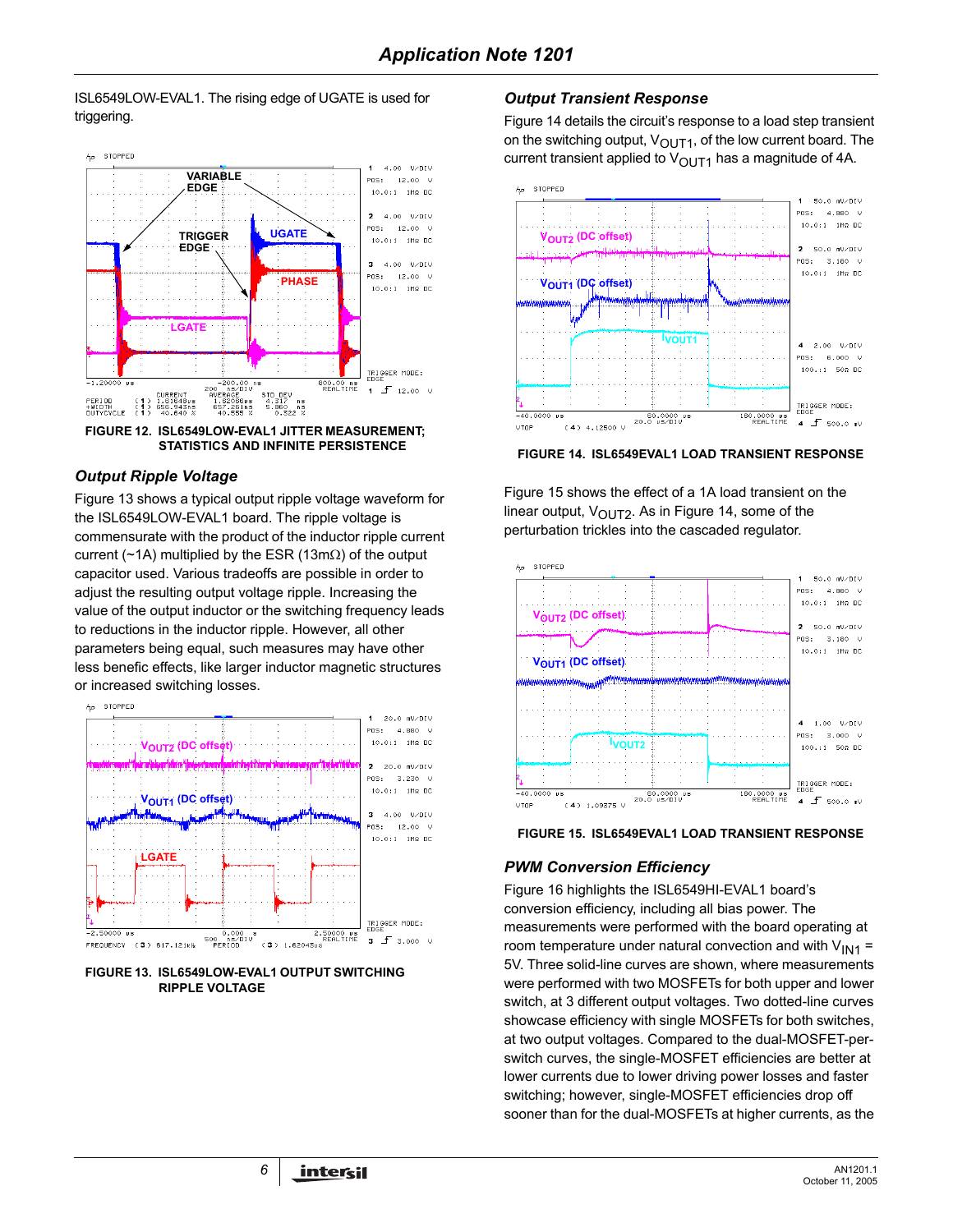ISL6549LOW-EVAL1. The rising edge of UGATE is used for triggering.

FIGURE 12. ISL6549LOW-EVAL1 JITTER MEASUREMENT; STATISTICS AND INFINITE PERSISTENCE

### Output Ripple Voltage

Figure 13 shows a typical output ripple voltage waveform for the ISL6549LOW-EVAL1 board. The ripple voltage is commensurate with the product of the inductor ripple current current (~1A) multiplied by the ESR (13mΩ) of the output capacitor used. Various tradeoffs are possible in order to adjust the resulting output voltage ripple. Increasing the value of the output inductor or the switching frequency leads to reductions in the inductor ripple. However, all other parameters being equal, such measures may have other less benefic effects, like larger inductor magnetic structures or increased switching losses.

FIGURE 13. ISL6549LOW-EVAL1 OUTPUT SWITCHING RIPPLE VOLTAGE

### Output Transient Response

Figure 14 details the circuit's response to a load step transient on the switching output, $V_{OUT1}$, of the low current board. The current transient applied to $V_{OUT1}$ has a magnitude of 4A.

FIGURE 14. ISL6549EVAL1 LOAD TRANSIENT RESPONSE

Figure 15 shows the effect of a 1A load transient on the linear output, $V_{OUT2}$. As in Figure 14, some of the perturbation trickles into the cascaded regulator.

FIGURE 15. ISL6549EVAL1 LOAD TRANSIENT RESPONSE

### PWM Conversion Efficiency

Figure 16 highlights the ISL6549HI-EVAL1 board's conversion efficiency, including all bias power. The measurements were performed with the board operating at room temperature under natural convection and with $V_{IN1}$ = 5V. Three solid-line curves are shown, where measurements were performed with two MOSFETs for both upper and lower switch, at 3 different output voltages. Two dotted-line curves showcase efficiency with single MOSFETs for both switches, at two output voltages. Compared to the dual-MOSFET-per-switch curves, the single-MOSFET efficiencies are better at lower currents due to lower driving power losses and faster switching; however, single-MOSFET efficiencies drop off sooner than for the dual-MOSFETs at higher currents, as the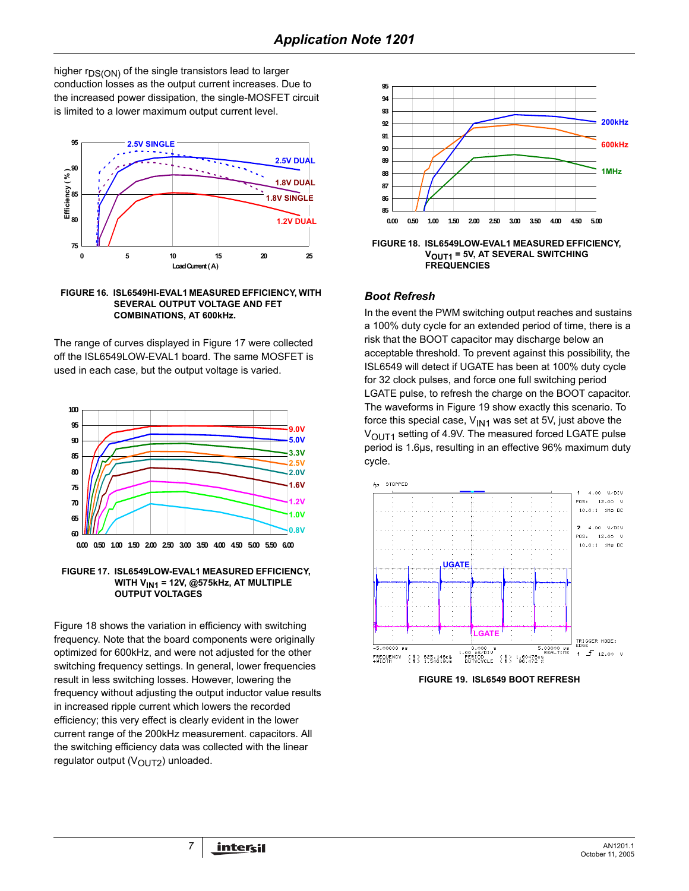higher $r_{DS(ON)}$ of the single transistors lead to larger conduction losses as the output current increases. Due to the increased power dissipation, the single-MOSFET circuit is limited to a lower maximum output current level.

FIGURE 16. ISL6549HI-EVAL1 MEASURED EFFICIENCY, WITH SEVERAL OUTPUT VOLTAGE AND FET COMBINATIONS, AT 600kHz.

The range of curves displayed in Figure 17 were collected off the ISL6549LOW-EVAL1 board. The same MOSFET is used in each case, but the output voltage is varied.

FIGURE 17. ISL6549LOW-EVAL1 MEASURED EFFICIENCY, WITH $V_{IN1}$ = 12V, @575kHz, AT MULTIPLE OUTPUT VOLTAGES

Figure 18 shows the variation in efficiency with switching frequency. Note that the board components were originally optimized for 600kHz, and were not adjusted for the other switching frequency settings. In general, lower frequencies result in less switching losses. However, lowering the frequency without adjusting the output inductor value results in increased ripple current which lowers the recorded efficiency; this very effect is clearly evident in the lower current range of the 200kHz measurement. capacitors. All the switching efficiency data was collected with the linear regulator output ($V_{OUT2}$) unloaded.

FIGURE 18. ISL6549LOW-EVAL1 MEASURED EFFICIENCY, $V_{OUT1}$ = 5V, AT SEVERAL SWITCHING FREQUENCIES

### *Boot Refresh*

In the event the PWM switching output reaches and sustains a 100% duty cycle for an extended period of time, there is a risk that the BOOT capacitor may discharge below an acceptable threshold. To prevent against this possibility, the ISL6549 will detect if UGATE has been at 100% duty cycle for 32 clock pulses, and force one full switching period LGATE pulse, to refresh the charge on the BOOT capacitor. The waveforms in Figure 19 show exactly this scenario. To force this special case, $V_{IN1}$ was set at 5V, just above the $V_{OUT1}$ setting of 4.9V. The measured forced LGATE pulse period is 1.6µs, resulting in an effective 96% maximum duty cycle.

FIGURE 19. ISL6549 BOOT REFRESH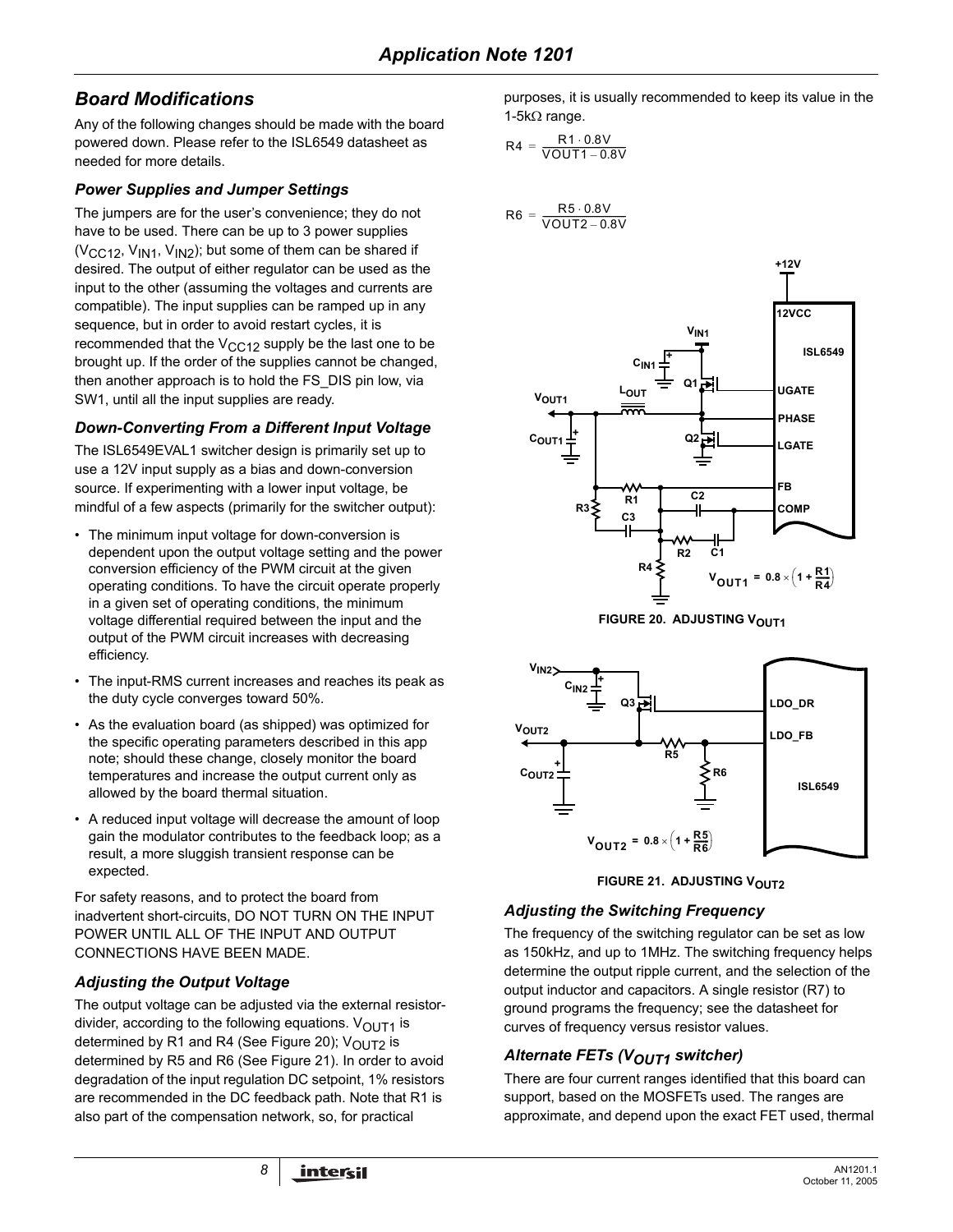## Board Modifications

Any of the following changes should be made with the board powered down. Please refer to the ISL6549 datasheet as needed for more details.

### Power Supplies and Jumper Settings

The jumpers are for the user's convenience; they do not have to be used. There can be up to 3 power supplies ($V_{CC12}$, $V_{IN1}$, $V_{IN2}$); but some of them can be shared if desired. The output of either regulator can be used as the input to the other (assuming the voltages and currents are compatible). The input supplies can be ramped up in any sequence, but in order to avoid restart cycles, it is recommended that the $V_{CC12}$ supply be the last one to be brought up. If the order of the supplies cannot be changed, then another approach is to hold the FS_DIS pin low, via SW1, until all the input supplies are ready.

### Down-Converting From a Different Input Voltage

The ISL6549EVAL1 switcher design is primarily set up to use a 12V input supply as a bias and down-conversion source. If experimenting with a lower input voltage, be mindful of a few aspects (primarily for the switcher output):

- The minimum input voltage for down-conversion is dependent upon the output voltage setting and the power conversion efficiency of the PWM circuit at the given operating conditions. To have the circuit operate properly in a given set of operating conditions, the minimum voltage differential required between the input and the output of the PWM circuit increases with decreasing efficiency.
- The input-RMS current increases and reaches its peak as the duty cycle converges toward 50%.
- As the evaluation board (as shipped) was optimized for the specific operating parameters described in this app note; should these change, closely monitor the board temperatures and increase the output current only as allowed by the board thermal situation.
- A reduced input voltage will decrease the amount of loop gain the modulator contributes to the feedback loop; as a result, a more sluggish transient response can be expected.

For safety reasons, and to protect the board from inadvertent short-circuits, DO NOT TURN ON THE INPUT POWER UNTIL ALL OF THE INPUT AND OUTPUT CONNECTIONS HAVE BEEN MADE.

### Adjusting the Output Voltage

The output voltage can be adjusted via the external resistor-divider, according to the following equations. $V_{OUT1}$ is determined by R1 and R4 (See Figure 20); $V_{OUT2}$ is determined by R5 and R6 (See Figure 21). In order to avoid degradation of the input regulation DC setpoint, 1% resistors are recommended in the DC feedback path. Note that R1 is also part of the compensation network, so, for practical purposes, it is usually recommended to keep its value in the 1-5kΩ range.

$$R4 = \frac{R1 \cdot 0.8V}{VOUT1 - 0.8V}$$

$$R6 = \frac{R5 \cdot 0.8V}{VOUT2 - 0.8V}$$

$$V_{OUT1} = 0.8 \times \left(1 + \frac{R1}{R4}\right)$$

FIGURE 20. ADJUSTING $V_{OUT1}$

$$V_{OUT2} = 0.8 \times \left(1 + \frac{R5}{R6}\right)$$

FIGURE 21. ADJUSTING $V_{OUT2}$

### Adjusting the Switching Frequency

The frequency of the switching regulator can be set as low as 150kHz, and up to 1MHz. The switching frequency helps determine the output ripple current, and the selection of the output inductor and capacitors. A single resistor (R7) to ground programs the frequency; see the datasheet for curves of frequency versus resistor values.

### Alternate FETs ($V_{OUT1}$ switcher)

There are four current ranges identified that this board can support, based on the MOSFETs used. The ranges are approximate, and depend upon the exact FET used, thermal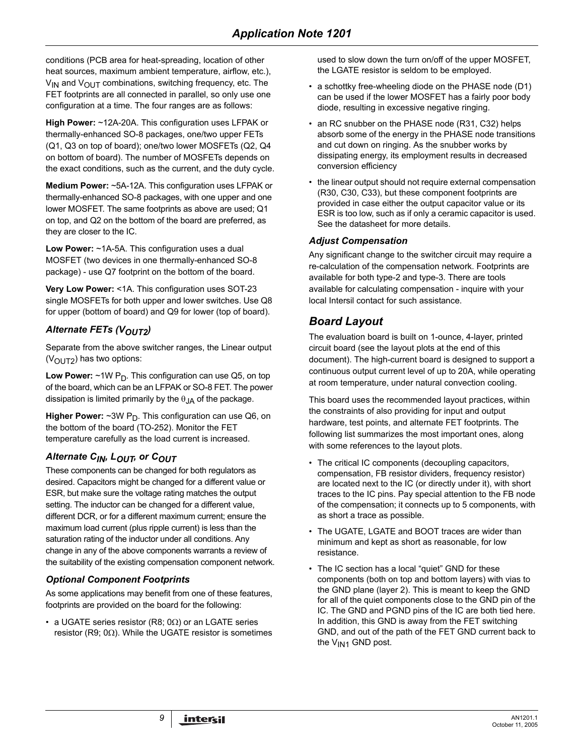conditions (PCB area for heat-spreading, location of other heat sources, maximum ambient temperature, airflow, etc.), $V_{IN}$ and $V_{OUT}$ combinations, switching frequency, etc. The FET footprints are all connected in parallel, so only use one configuration at a time. The four ranges are as follows:

**High Power:** ~12A-20A. This configuration uses LFPAK or thermally-enhanced SO-8 packages, one/two upper FETs (Q1, Q3 on top of board); one/two lower MOSFETs (Q2, Q4 on bottom of board). The number of MOSFETs depends on the exact conditions, such as the current, and the duty cycle.

**Medium Power:** ~5A-12A. This configuration uses LFPAK or thermally-enhanced SO-8 packages, with one upper and one lower MOSFET. The same footprints as above are used; Q1 on top, and Q2 on the bottom of the board are preferred, as they are closer to the IC.

**Low Power:** ~1A-5A. This configuration uses a dual MOSFET (two devices in one thermally-enhanced SO-8 package) - use Q7 footprint on the bottom of the board.

**Very Low Power:** <1A. This configuration uses SOT-23 single MOSFETs for both upper and lower switches. Use Q8 for upper (bottom of board) and Q9 for lower (top of board).

### *Alternate FETs ($V_{OUT2}$)*

Separate from the above switcher ranges, the Linear output ($V_{OUT2}$) has two options:

**Low Power:** ~1W $P_D$. This configuration can use Q5, on top of the board, which can be an LFPAK or SO-8 FET. The power dissipation is limited primarily by the $\theta_{JA}$ of the package.

**Higher Power:** ~3W $P_D$. This configuration can use Q6, on the bottom of the board (TO-252). Monitor the FET temperature carefully as the load current is increased.

### *Alternate $C_{IN}$, $L_{OUT}$, or $C_{OUT}$*

These components can be changed for both regulators as desired. Capacitors might be changed for a different value or ESR, but make sure the voltage rating matches the output setting. The inductor can be changed for a different value, different DCR, or for a different maximum current; ensure the maximum load current (plus ripple current) is less than the saturation rating of the inductor under all conditions. Any change in any of the above components warrants a review of the suitability of the existing compensation component network.

### *Optional Component Footprints*

As some applications may benefit from one of these features, footprints are provided on the board for the following:

- a UGATE series resistor (R8; 0Ω) or an LGATE series resistor (R9; 0Ω). While the UGATE resistor is sometimes used to slow down the turn on/off of the upper MOSFET, the LGATE resistor is seldom to be employed.
- a schottky free-wheeling diode on the PHASE node (D1) can be used if the lower MOSFET has a fairly poor body diode, resulting in excessive negative ringing.
- an RC snubber on the PHASE node (R31, C32) helps absorb some of the energy in the PHASE node transitions and cut down on ringing. As the snubber works by dissipating energy, its employment results in decreased conversion efficiency
- the linear output should not require external compensation (R30, C30, C33), but these component footprints are provided in case either the output capacitor value or its ESR is too low, such as if only a ceramic capacitor is used. See the datasheet for more details.

### *Adjust Compensation*

Any significant change to the switcher circuit may require a re-calculation of the compensation network. Footprints are available for both type-2 and type-3. There are tools available for calculating compensation - inquire with your local Intersil contact for such assistance.

## *Board Layout*

The evaluation board is built on 1-ounce, 4-layer, printed circuit board (see the layout plots at the end of this document). The high-current board is designed to support a continuous output current level of up to 20A, while operating at room temperature, under natural convection cooling.

This board uses the recommended layout practices, within the constraints of also providing for input and output hardware, test points, and alternate FET footprints. The following list summarizes the most important ones, along with some references to the layout plots.

- The critical IC components (decoupling capacitors, compensation, FB resistor dividers, frequency resistor) are located next to the IC (or directly under it), with short traces to the IC pins. Pay special attention to the FB node of the compensation; it connects up to 5 components, with as short a trace as possible.
- The UGATE, LGATE and BOOT traces are wider than minimum and kept as short as reasonable, for low resistance.
- The IC section has a local "quiet" GND for these components (both on top and bottom layers) with vias to the GND plane (layer 2). This is meant to keep the GND for all of the quiet components close to the GND pin of the IC. The GND and PGND pins of the IC are both tied here. In addition, this GND is away from the FET switching GND, and out of the path of the FET GND current back to the $V_{IN1}$ GND post.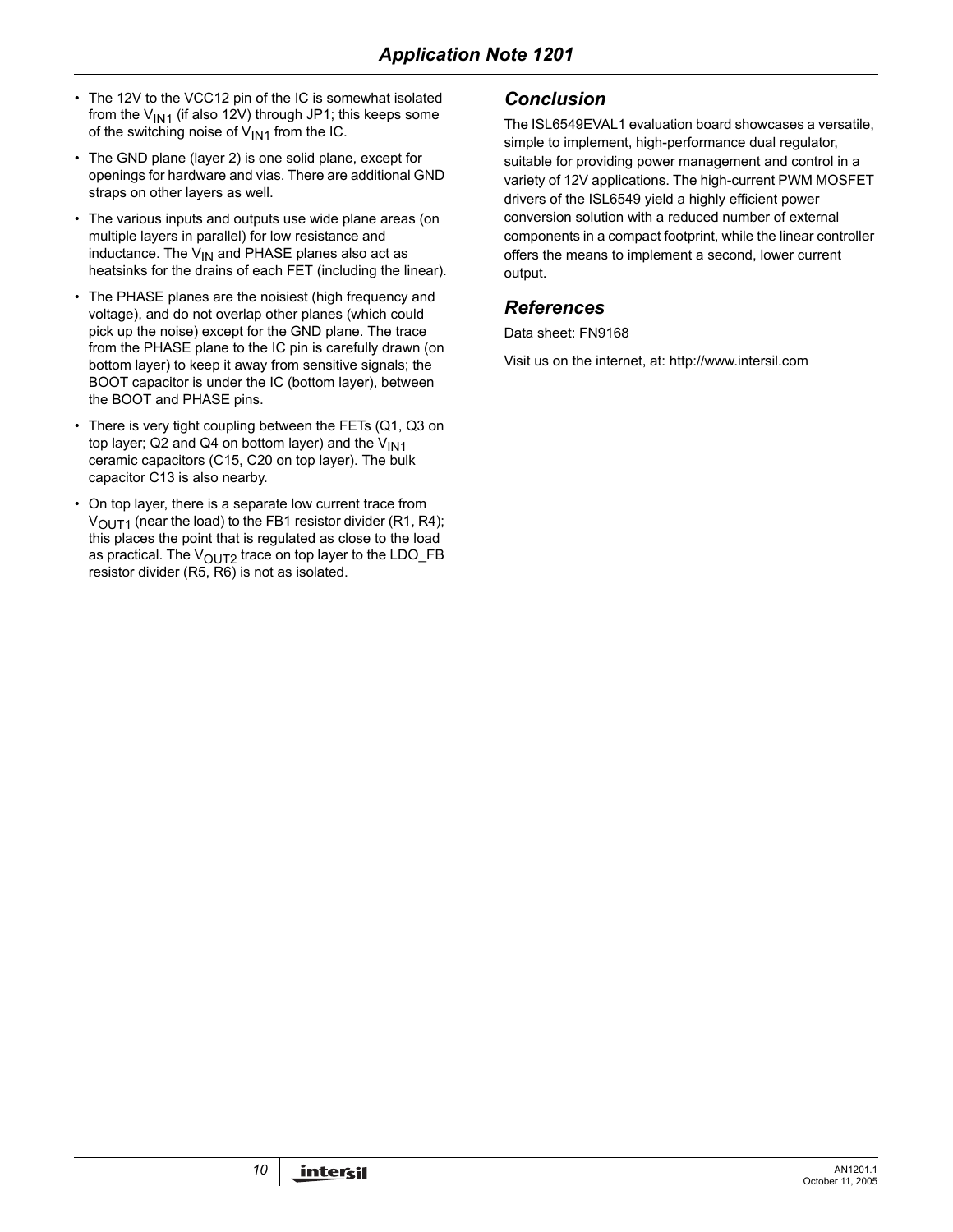- The 12V to the VCC12 pin of the IC is somewhat isolated from the $V_{IN1}$ (if also 12V) through JP1; this keeps some of the switching noise of $V_{IN1}$ from the IC.
- The GND plane (layer 2) is one solid plane, except for openings for hardware and vias. There are additional GND straps on other layers as well.
- The various inputs and outputs use wide plane areas (on multiple layers in parallel) for low resistance and inductance. The $V_{IN}$ and PHASE planes also act as heatsinks for the drains of each FET (including the linear).
- The PHASE planes are the noisiest (high frequency and voltage), and do not overlap other planes (which could pick up the noise) except for the GND plane. The trace from the PHASE plane to the IC pin is carefully drawn (on bottom layer) to keep it away from sensitive signals; the BOOT capacitor is under the IC (bottom layer), between the BOOT and PHASE pins.
- There is very tight coupling between the FETs (Q1, Q3 on top layer; Q2 and Q4 on bottom layer) and the $V_{IN1}$ ceramic capacitors (C15, C20 on top layer). The bulk capacitor C13 is also nearby.
- On top layer, there is a separate low current trace from $V_{OUT1}$ (near the load) to the FB1 resistor divider (R1, R4); this places the point that is regulated as close to the load as practical. The $V_{OUT2}$ trace on top layer to the LDO_FB resistor divider (R5, R6) is not as isolated.

## Conclusion

The ISL6549EVAL1 evaluation board showcases a versatile, simple to implement, high-performance dual regulator, suitable for providing power management and control in a variety of 12V applications. The high-current PWM MOSFET drivers of the ISL6549 yield a highly efficient power conversion solution with a reduced number of external components in a compact footprint, while the linear controller offers the means to implement a second, lower current output.

## References

Data sheet: FN9168

Visit us on the internet, at: http://www.intersil.com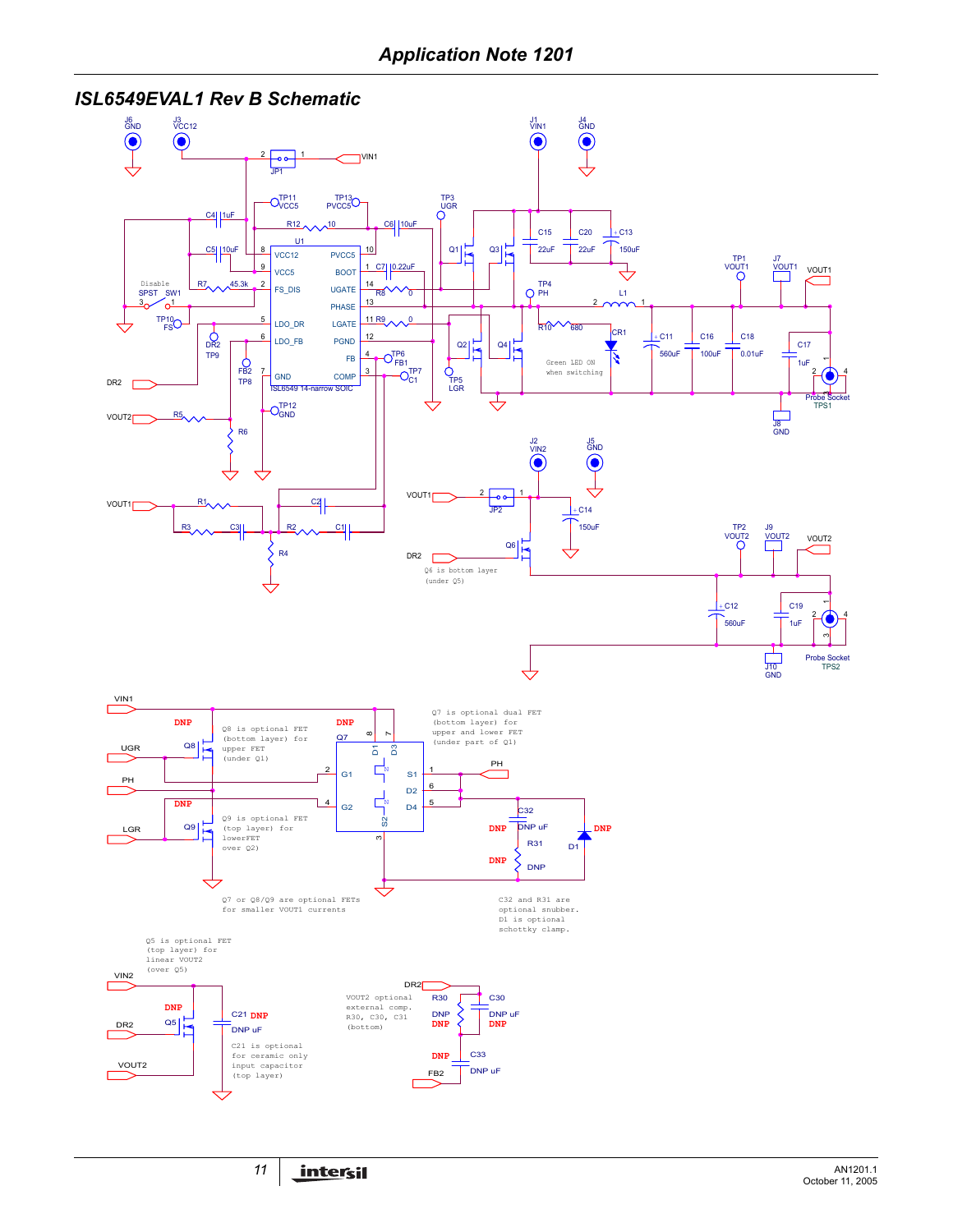## ISL6549EVAL1 Rev B Schematic

J6 GND — J3 VCC12 — J1 VIN1 — J4 GND

JP1 — VIN1

TP11 VCC5 — TP13 PVCC5 — TP3 UGR

C4 1uF — R12 10 — C6 10uF — C5 10uF

U1 ISL6549 14-narrow SOIC:

| Pin | Name | Pin | Name |
|---|---|---|---|
| 8 | VCC12 | 10 | PVCC5 |
| 9 | VCC5 | 1 | BOOT |
| 2 | FS_DIS | 14 | UGATE |
| | | 13 | PHASE |
| 5 | LDO_DR | 11 | LGATE |
| 6 | LDO_FB | 12 | PGND |
| | | 4 | FB |
| 7 | GND | 3 | COMP |

C7 0.22uF — R8 0 — R9 0 — TP4 PH — TP6 FB1 — TP7 C1 — TP5 LGR — TP12 GND

Disable SPST SW1 — R7 45.3k — TP10 FS — DR2 TP9 — FB2 TP8

Q1 — Q3 — Q2 — Q4 — C15 22uF — C20 22uF — C13 150uF — L1 — R10 680 — CR1 — Green LED ON when switching

C11 560uF — C16 100uF — C18 0.01uF — C17 1uF — TP1 VOUT1 — J7 VOUT1 — VOUT1 — Probe Socket TPS1 — J8 GND

DR2 — VOUT2 — R5 — R6

VOUT1 — R1 — C2 — R3 — C3 — R2 — C1 — R4

J2 VIN2 — J5 GND — VOUT1 — JP2 — C14 150uF — DR2 — Q6

Q6 is bottom layer (under Q5)

TP2 VOUT2 — J9 VOUT2 — VOUT2 — C12 560uF — C19 1uF — Probe Socket TPS2 — J10 GND

VIN1 — UGR — PH — LGR

DNP Q8 — Q8 is optional FET (bottom layer) for upper FET (under Q1)

DNP Q9 — Q9 is optional FET (top layer) for lowerFET over Q2)

DNP Q7 — Q7 is optional dual FET (bottom layer) for upper and lower FET (under part of Q1)

Q7: G1 (2), G2 (4), D1 (8), D3 (7), S1 (1), D2 (6), D4 (5), S2 (3)

PH — C32 DNP uF — R31 DNP — D1 DNP

Q7 or Q8/Q9 are optional FETs for smaller VOUT1 currents

C32 and R31 are optional snubber. D1 is optional schottky clamp.

Q5 is optional FET (top layer) for linear VOUT2 (over Q5)

VIN2 — DR2 — DNP Q5 — VOUT2 — C21 DNP DNP uF

C21 is optional for ceramic only input capacitor (top layer)

DR2 — FB2 — R30 DNP — C30 DNP uF — C33 DNP uF

VOUT2 optional external comp. R30, C30, C31 (bottom)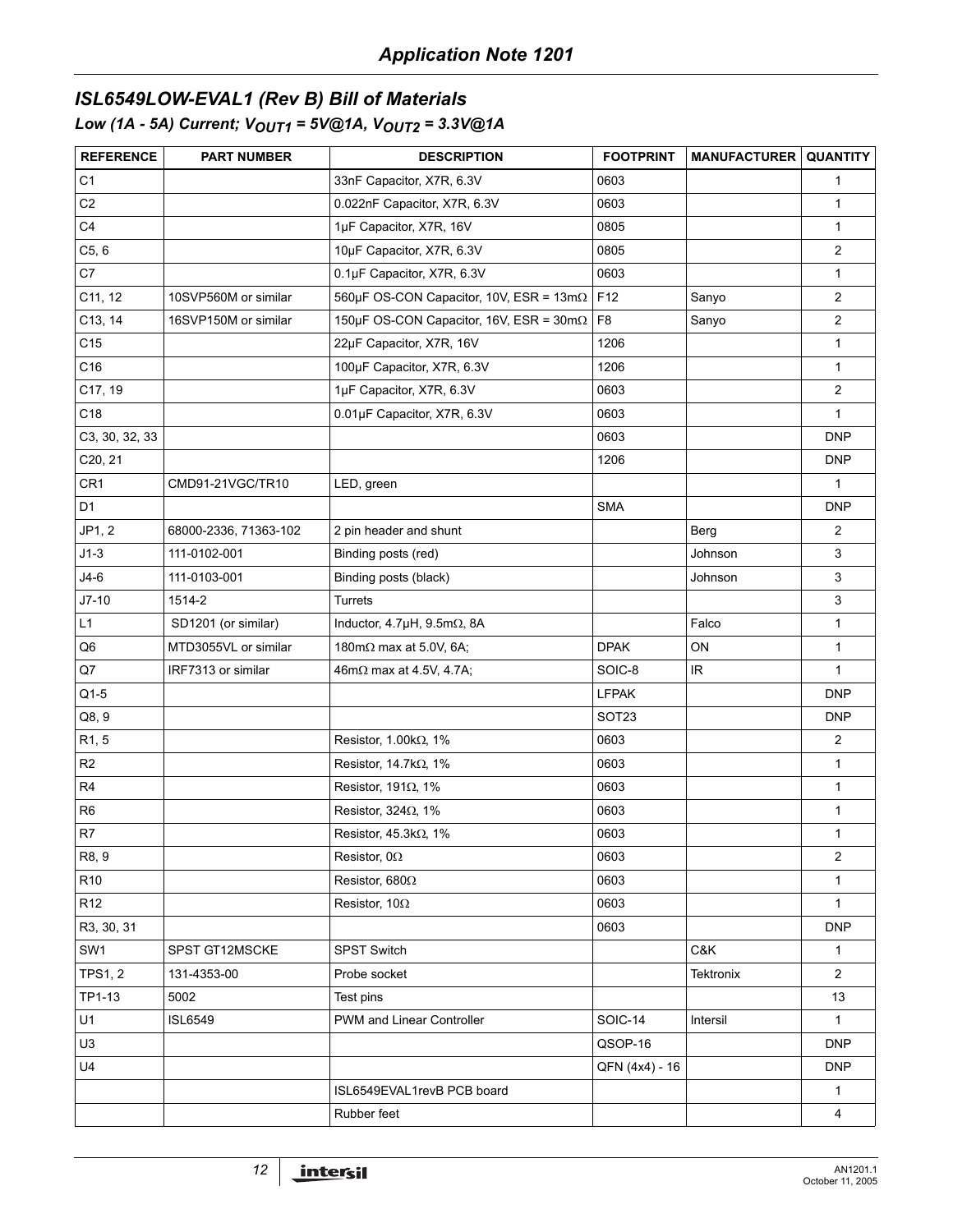## ISL6549LOW-EVAL1 (Rev B) Bill of Materials

### Low (1A - 5A) Current; $V_{OUT1}$ = 5V@1A, $V_{OUT2}$ = 3.3V@1A

| REFERENCE | PART NUMBER | DESCRIPTION | FOOTPRINT | MANUFACTURER | QUANTITY |
|---|---|---|---|---|---|
| C1 | | 33nF Capacitor, X7R, 6.3V | 0603 | | 1 |
| C2 | | 0.022nF Capacitor, X7R, 6.3V | 0603 | | 1 |
| C4 | | 1µF Capacitor, X7R, 16V | 0805 | | 1 |
| C5, 6 | | 10µF Capacitor, X7R, 6.3V | 0805 | | 2 |
| C7 | | 0.1µF Capacitor, X7R, 6.3V | 0603 | | 1 |
| C11, 12 | 10SVP560M or similar | 560µF OS-CON Capacitor, 10V, ESR = 13mΩ | F12 | Sanyo | 2 |
| C13, 14 | 16SVP150M or similar | 150µF OS-CON Capacitor, 16V, ESR = 30mΩ | F8 | Sanyo | 2 |
| C15 | | 22µF Capacitor, X7R, 16V | 1206 | | 1 |
| C16 | | 100µF Capacitor, X7R, 6.3V | 1206 | | 1 |
| C17, 19 | | 1µF Capacitor, X7R, 6.3V | 0603 | | 2 |
| C18 | | 0.01µF Capacitor, X7R, 6.3V | 0603 | | 1 |
| C3, 30, 32, 33 | | | 0603 | | DNP |
| C20, 21 | | | 1206 | | DNP |
| CR1 | CMD91-21VGC/TR10 | LED, green | | | 1 |
| D1 | | | SMA | | DNP |
| JP1, 2 | 68000-2336, 71363-102 | 2 pin header and shunt | | Berg | 2 |
| J1-3 | 111-0102-001 | Binding posts (red) | | Johnson | 3 |
| J4-6 | 111-0103-001 | Binding posts (black) | | Johnson | 3 |
| J7-10 | 1514-2 | Turrets | | | 3 |
| L1 | SD1201 (or similar) | Inductor, 4.7µH, 9.5mΩ, 8A | | Falco | 1 |
| Q6 | MTD3055VL or similar | 180mΩ max at 5.0V, 6A; | DPAK | ON | 1 |
| Q7 | IRF7313 or similar | 46mΩ max at 4.5V, 4.7A; | SOIC-8 | IR | 1 |
| Q1-5 | | | LFPAK | | DNP |
| Q8, 9 | | | SOT23 | | DNP |
| R1, 5 | | Resistor, 1.00kΩ, 1% | 0603 | | 2 |
| R2 | | Resistor, 14.7kΩ, 1% | 0603 | | 1 |
| R4 | | Resistor, 191Ω, 1% | 0603 | | 1 |
| R6 | | Resistor, 324Ω, 1% | 0603 | | 1 |
| R7 | | Resistor, 45.3kΩ, 1% | 0603 | | 1 |
| R8, 9 | | Resistor, 0Ω | 0603 | | 2 |
| R10 | | Resistor, 680Ω | 0603 | | 1 |
| R12 | | Resistor, 10Ω | 0603 | | 1 |
| R3, 30, 31 | | | 0603 | | DNP |
| SW1 | SPST GT12MSCKE | SPST Switch | | C&K | 1 |
| TPS1, 2 | 131-4353-00 | Probe socket | | Tektronix | 2 |
| TP1-13 | 5002 | Test pins | | | 13 |
| U1 | ISL6549 | PWM and Linear Controller | SOIC-14 | Intersil | 1 |
| U3 | | | QSOP-16 | | DNP |
| U4 | | | QFN (4x4) - 16 | | DNP |
| | | ISL6549EVAL1revB PCB board | | | 1 |
| | | Rubber feet | | | 4 |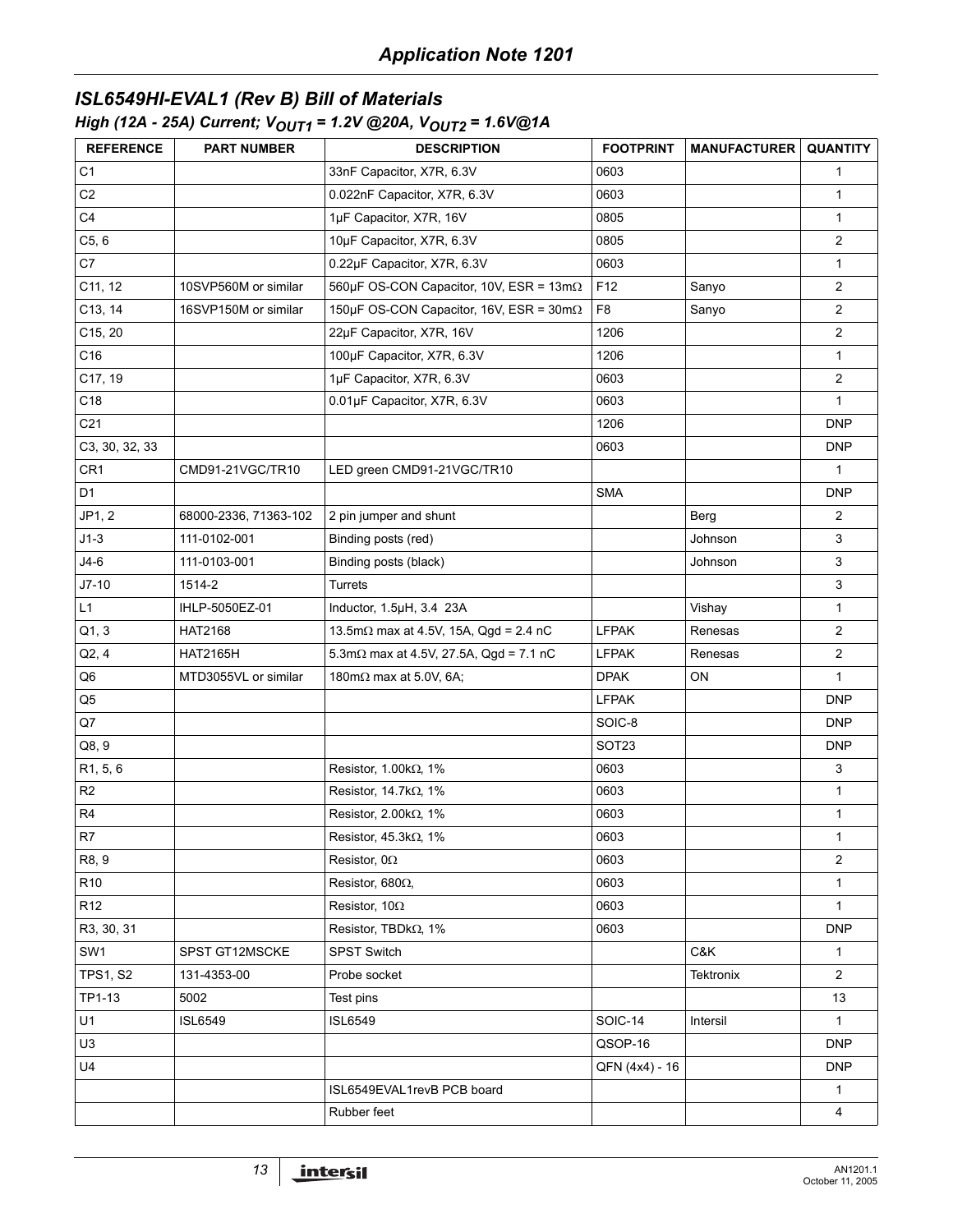## ISL6549HI-EVAL1 (Rev B) Bill of Materials

### High (12A - 25A) Current; $V_{OUT1}$ = 1.2V @20A, $V_{OUT2}$ = 1.6V@1A

| REFERENCE | PART NUMBER | DESCRIPTION | FOOTPRINT | MANUFACTURER | QUANTITY |
|---|---|---|---|---|---|
| C1 | | 33nF Capacitor, X7R, 6.3V | 0603 | | 1 |
| C2 | | 0.022nF Capacitor, X7R, 6.3V | 0603 | | 1 |
| C4 | | 1µF Capacitor, X7R, 16V | 0805 | | 1 |
| C5, 6 | | 10µF Capacitor, X7R, 6.3V | 0805 | | 2 |
| C7 | | 0.22µF Capacitor, X7R, 6.3V | 0603 | | 1 |
| C11, 12 | 10SVP560M or similar | 560µF OS-CON Capacitor, 10V, ESR = 13mΩ | F12 | Sanyo | 2 |
| C13, 14 | 16SVP150M or similar | 150µF OS-CON Capacitor, 16V, ESR = 30mΩ | F8 | Sanyo | 2 |
| C15, 20 | | 22µF Capacitor, X7R, 16V | 1206 | | 2 |
| C16 | | 100µF Capacitor, X7R, 6.3V | 1206 | | 1 |
| C17, 19 | | 1µF Capacitor, X7R, 6.3V | 0603 | | 2 |
| C18 | | 0.01µF Capacitor, X7R, 6.3V | 0603 | | 1 |
| C21 | | | 1206 | | DNP |
| C3, 30, 32, 33 | | | 0603 | | DNP |
| CR1 | CMD91-21VGC/TR10 | LED green CMD91-21VGC/TR10 | | | 1 |
| D1 | | | SMA | | DNP |
| JP1, 2 | 68000-2336, 71363-102 | 2 pin jumper and shunt | | Berg | 2 |
| J1-3 | 111-0102-001 | Binding posts (red) | | Johnson | 3 |
| J4-6 | 111-0103-001 | Binding posts (black) | | Johnson | 3 |
| J7-10 | 1514-2 | Turrets | | | 3 |
| L1 | IHLP-5050EZ-01 | Inductor, 1.5µH, 3.4 23A | | Vishay | 1 |
| Q1, 3 | HAT2168 | 13.5mΩ max at 4.5V, 15A, Qgd = 2.4 nC | LFPAK | Renesas | 2 |
| Q2, 4 | HAT2165H | 5.3mΩ max at 4.5V, 27.5A, Qgd = 7.1 nC | LFPAK | Renesas | 2 |
| Q6 | MTD3055VL or similar | 180mΩ max at 5.0V, 6A; | DPAK | ON | 1 |
| Q5 | | | LFPAK | | DNP |
| Q7 | | | SOIC-8 | | DNP |
| Q8, 9 | | | SOT23 | | DNP |
| R1, 5, 6 | | Resistor, 1.00kΩ, 1% | 0603 | | 3 |
| R2 | | Resistor, 14.7kΩ, 1% | 0603 | | 1 |
| R4 | | Resistor, 2.00kΩ, 1% | 0603 | | 1 |
| R7 | | Resistor, 45.3kΩ, 1% | 0603 | | 1 |
| R8, 9 | | Resistor, 0Ω | 0603 | | 2 |
| R10 | | Resistor, 680Ω, | 0603 | | 1 |
| R12 | | Resistor, 10Ω | 0603 | | 1 |
| R3, 30, 31 | | Resistor, TBDkΩ, 1% | 0603 | | DNP |
| SW1 | SPST GT12MSCKE | SPST Switch | | C&K | 1 |
| TPS1, S2 | 131-4353-00 | Probe socket | | Tektronix | 2 |
| TP1-13 | 5002 | Test pins | | | 13 |
| U1 | ISL6549 | ISL6549 | SOIC-14 | Intersil | 1 |
| U3 | | | QSOP-16 | | DNP |
| U4 | | | QFN (4x4) - 16 | | DNP |
| | | ISL6549EVAL1revB PCB board | | | 1 |
| | | Rubber feet | | | 4 |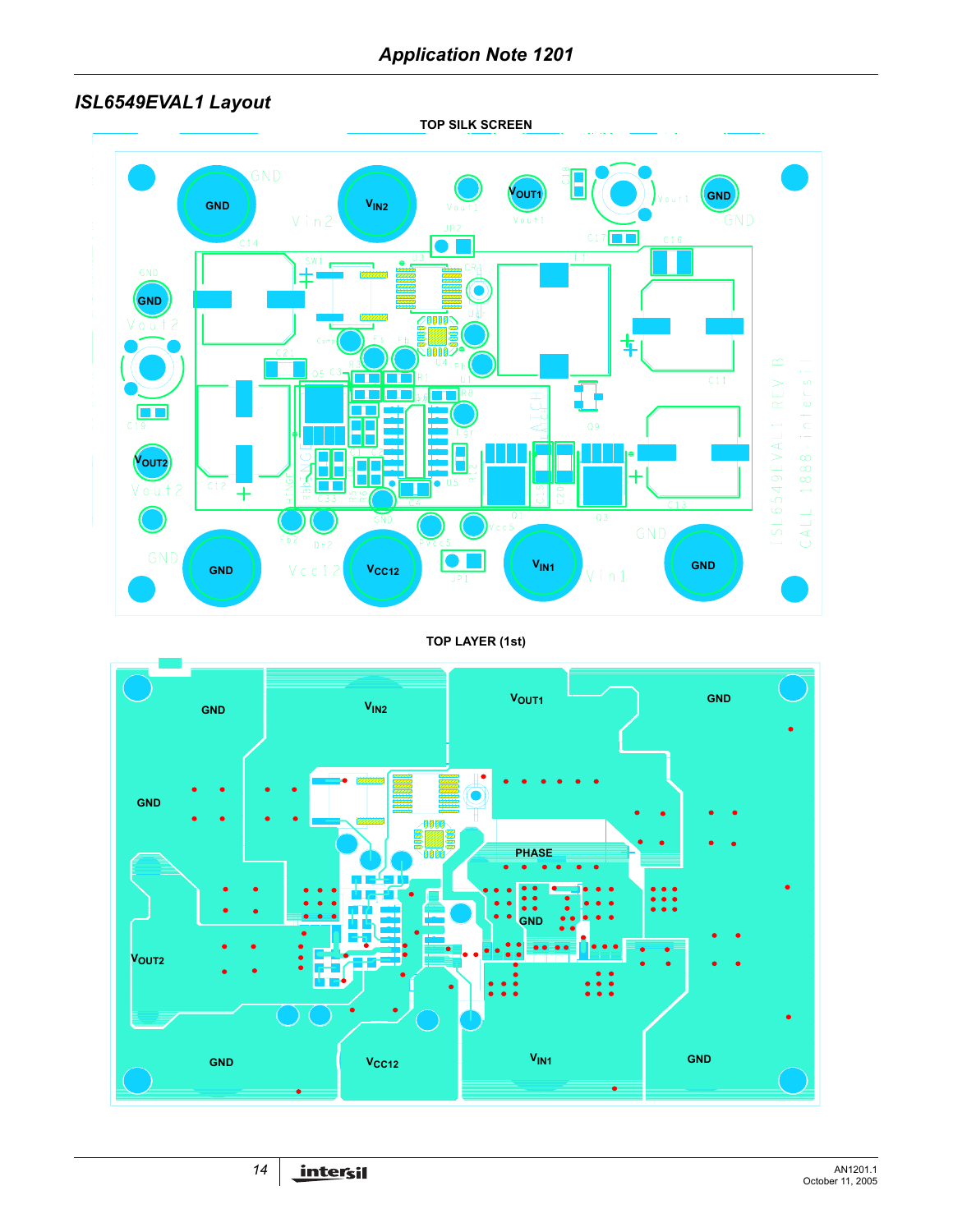## ISL6549EVAL1 Layout

TOP SILK SCREEN

TOP LAYER (1st)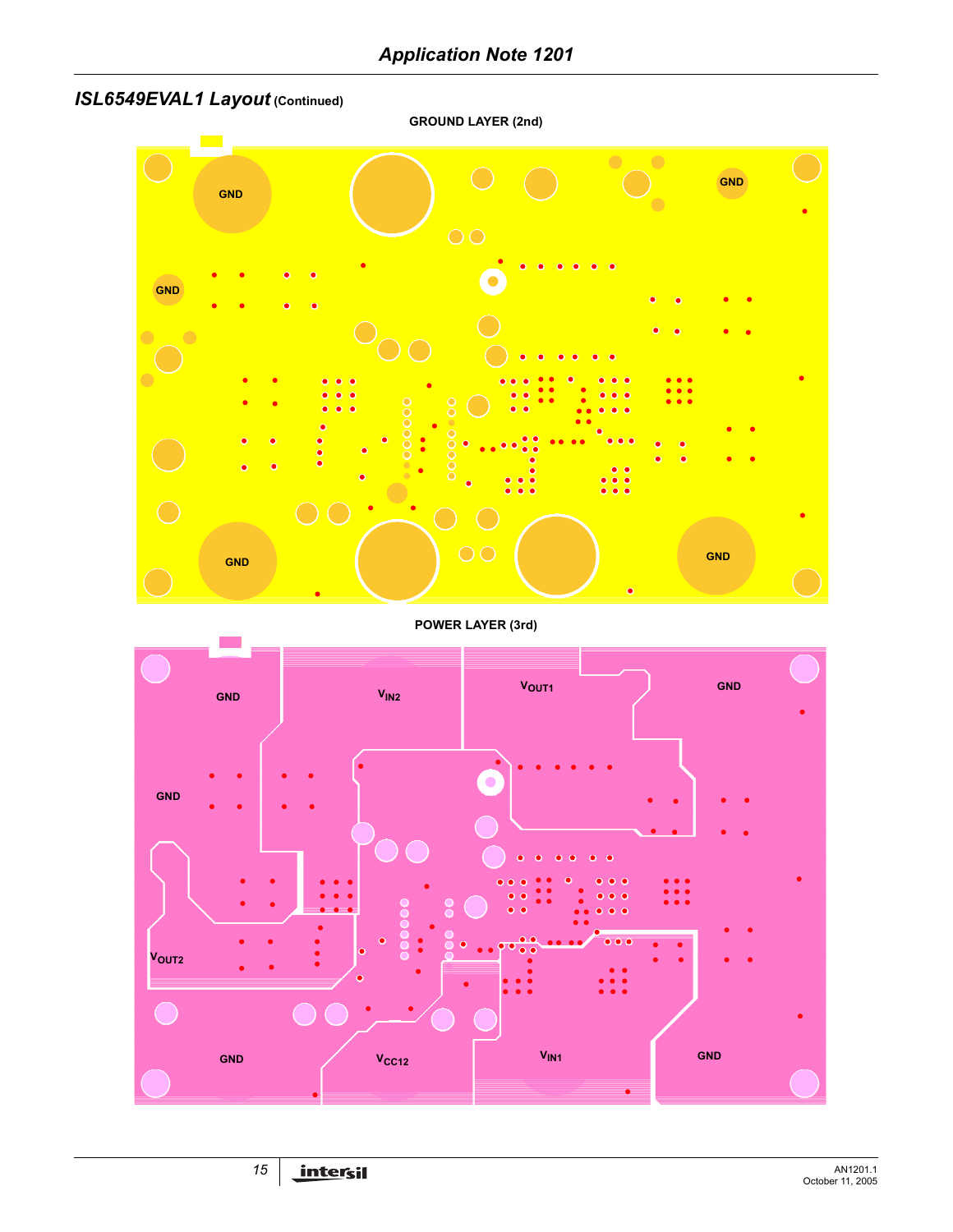## *ISL6549EVAL1 Layout* (Continued)

**GROUND LAYER (2nd)**

GND

GND

GND

GND

GND

**POWER LAYER (3rd)**

GND

$V_{IN2}$

$V_{OUT1}$

GND

GND

$V_{OUT2}$

GND

$V_{CC12}$

$V_{IN1}$

GND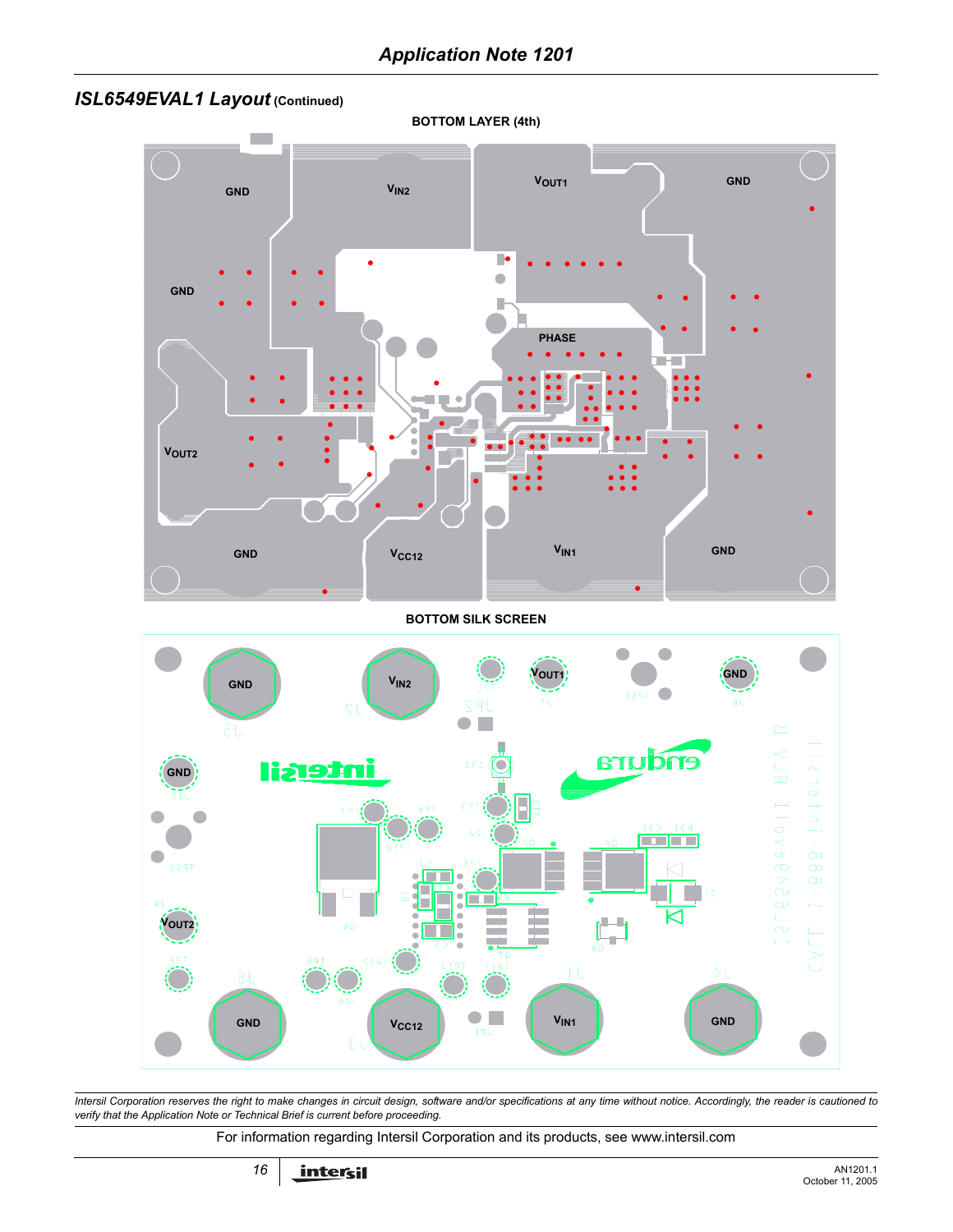## ISL6549EVAL1 Layout (Continued)

BOTTOM LAYER (4th)

GND

VIN2

VOUT1

GND

GND

PHASE

VOUT2

GND

VCC12

VIN1

GND

BOTTOM SILK SCREEN

GND

VIN2

VOUT1

GND

GND

VOUT2

GND

VCC12

VIN1

GND

*Intersil Corporation reserves the right to make changes in circuit design, software and/or specifications at any time without notice. Accordingly, the reader is cautioned to verify that the Application Note or Technical Brief is current before proceeding.*

For information regarding Intersil Corporation and its products, see www.intersil.com